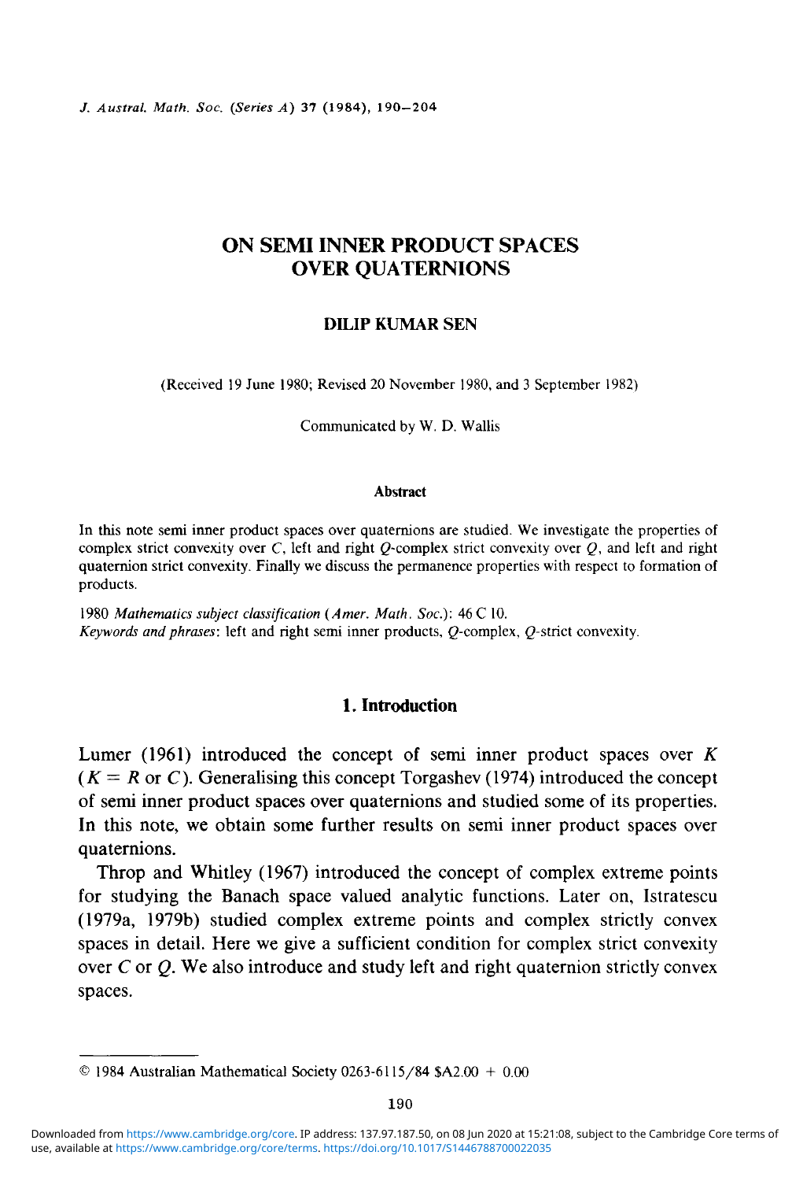# ON SEMI INNER PRODUCT SPACES OVER QUATERNIONS

**DILIP KUMAR SEN**

(Received 19 June 1980; Revised 20 November 1980, and 3 September 1982)

Communicated by W. D. Wallis

#### Abstract

In this note semi inner product spaces over quaternions are studied. We investigate the properties of complex strict convexity over $C$, left and right $Q$-complex strict convexity over $Q$, and left and right quaternion strict convexity. Finally we discuss the permanence properties with respect to formation of products.

1980 *Mathematics subject classification* (*Amer. Math. Soc.*): 46 C 10.
*Keywords and phrases*: left and right semi inner products, $Q$-complex, $Q$-strict convexity.

## 1. Introduction

Lumer (1961) introduced the concept of semi inner product spaces over $K$ ($K = R$ or $C$). Generalising this concept Torgashev (1974) introduced the concept of semi inner product spaces over quaternions and studied some of its properties. In this note, we obtain some further results on semi inner product spaces over quaternions.

Throp and Whitley (1967) introduced the concept of complex extreme points for studying the Banach space valued analytic functions. Later on, Istratescu (1979a, 1979b) studied complex extreme points and complex strictly convex spaces in detail. Here we give a sufficient condition for complex strict convexity over $C$ or $Q$. We also introduce and study left and right quaternion strictly convex spaces.

© 1984 Australian Mathematical Society 0263-6115/84 $A2.00 + 0.00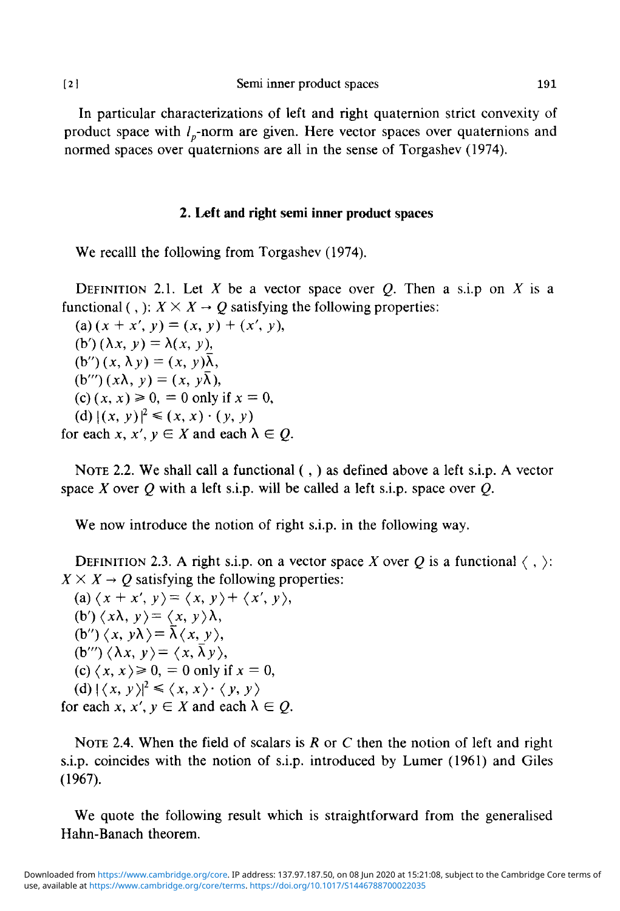In particular characterizations of left and right quaternion strict convexity of product space with $l_p$-norm are given. Here vector spaces over quaternions and normed spaces over quaternions are all in the sense of Torgashev (1974).

## 2. Left and right semi inner product spaces

We recalll the following from Torgashev (1974).

DEFINITION 2.1. Let $X$ be a vector space over $Q$. Then a s.i.p on $X$ is a functional $(\ ,\ )$: $X \times X \to Q$ satisfying the following properties:

(a) $(x + x', y) = (x, y) + (x', y)$,
(b′) $(\lambda x, y) = \lambda(x, y)$,
(b″) $(x, \lambda y) = (x, y)\bar{\lambda}$,
(b‴) $(x\lambda, y) = (x, y\bar{\lambda})$,
(c) $(x, x) \geqslant 0$, $= 0$ only if $x = 0$,
(d) $|(x, y)|^2 \leqslant (x, x) \cdot (y, y)$

for each $x, x', y \in X$ and each $\lambda \in Q$.

NOTE 2.2. We shall call a functional $(\ ,\ )$ as defined above a left s.i.p. A vector space $X$ over $Q$ with a left s.i.p. will be called a left s.i.p. space over $Q$.

We now introduce the notion of right s.i.p. in the following way.

DEFINITION 2.3. A right s.i.p. on a vector space $X$ over $Q$ is a functional $\langle\ ,\ \rangle$: $X \times X \to Q$ satisfying the following properties:

(a) $\langle x + x', y \rangle = \langle x, y \rangle + \langle x', y \rangle$,
(b′) $\langle x\lambda, y \rangle = \langle x, y \rangle \lambda$,
(b″) $\langle x, y\lambda \rangle = \bar{\lambda} \langle x, y \rangle$,
(b‴) $\langle \lambda x, y \rangle = \langle x, \bar{\lambda} y \rangle$,
(c) $\langle x, x \rangle \geqslant 0$, $= 0$ only if $x = 0$,
(d) $|\langle x, y \rangle|^2 \leqslant \langle x, x \rangle \cdot \langle y, y \rangle$

for each $x, x', y \in X$ and each $\lambda \in Q$.

NOTE 2.4. When the field of scalars is $R$ or $C$ then the notion of left and right s.i.p. coincides with the notion of s.i.p. introduced by Lumer (1961) and Giles (1967).

We quote the following result which is straightforward from the generalised Hahn-Banach theorem.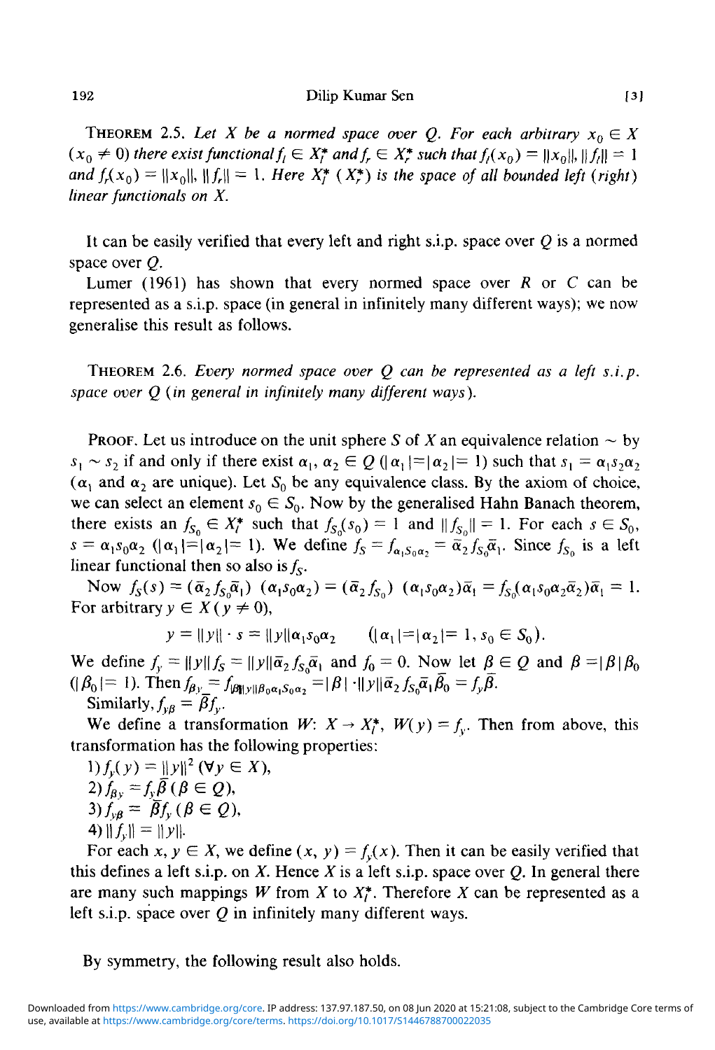THEOREM 2.5. *Let $X$ be a normed space over $Q$. For each arbitrary $x_0 \in X$ $(x_0 \neq 0)$ there exist functional $f_l \in X_l^*$ and $f_r \in X_r^*$ such that $f_l(x_0) = \|x_0\|$, $\|f_l\| = 1$ and $f_r(x_0) = \|x_0\|$, $\|f_r\| = 1$. Here $X_l^*$ ($X_r^*$) is the space of all bounded left (right) linear functionals on $X$.*

It can be easily verified that every left and right s.i.p. space over $Q$ is a normed space over $Q$.

Lumer (1961) has shown that every normed space over $R$ or $C$ can be represented as a s.i.p. space (in general in infinitely many different ways); we now generalise this result as follows.

THEOREM 2.6. *Every normed space over $Q$ can be represented as a left s.i.p. space over $Q$ (in general in infinitely many different ways).*

PROOF. Let us introduce on the unit sphere $S$ of $X$ an equivalence relation $\sim$ by $s_1 \sim s_2$ if and only if there exist $\alpha_1, \alpha_2 \in Q$ $(|\alpha_1| = |\alpha_2| = 1)$ such that $s_1 = \alpha_1 s_2 \alpha_2$ ($\alpha_1$ and $\alpha_2$ are unique). Let $S_0$ be any equivalence class. By the axiom of choice, we can select an element $s_0 \in S_0$. Now by the generalised Hahn Banach theorem, there exists an $f_{S_0} \in X_l^*$ such that $f_{S_0}(s_0) = 1$ and $\|f_{S_0}\| = 1$. For each $s \in S_0$, $s = \alpha_1 s_0 \alpha_2$ $(|\alpha_1| = |\alpha_2| = 1)$. We define $f_S = f_{\alpha_1 S_0 \alpha_2} = \bar{\alpha}_2 f_{S_0} \bar{\alpha}_1$. Since $f_{S_0}$ is a left linear functional then so also is $f_S$.

Now $f_S(s) = (\bar{\alpha}_2 f_{S_0} \bar{\alpha}_1)\ (\alpha_1 s_0 \alpha_2) = (\bar{\alpha}_2 f_{S_0})\ (\alpha_1 s_0 \alpha_2)\bar{\alpha}_1 = f_{S_0}(\alpha_1 s_0 \alpha_2 \bar{\alpha}_2)\bar{\alpha}_1 = 1$. For arbitrary $y \in X$ $(y \neq 0)$,

$$y = \|y\| \cdot s = \|y\| \alpha_1 s_0 \alpha_2 \qquad (|\alpha_1| = |\alpha_2| = 1,\ s_0 \in S_0).$$

We define $f_y = \|y\| f_S = \|y\| \bar{\alpha}_2 f_{S_0} \bar{\alpha}_1$ and $f_0 = 0$. Now let $\beta \in Q$ and $\beta = |\beta| \beta_0$ $(|\beta_0| = 1)$. Then $f_{\beta y} = f_{|\beta| \|y\| \beta_0 \alpha_1 S_0 \alpha_2} = |\beta| \cdot \|y\| \bar{\alpha}_2 f_{S_0} \bar{\alpha}_1 \bar{\beta}_0 = f_y \bar{\beta}$.

Similarly, $f_{y\beta} = \bar{\beta} f_y$.

We define a transformation $W$: $X \to X_l^*$, $W(y) = f_y$. Then from above, this transformation has the following properties:

1) $f_y(y) = \|y\|^2$ $(\forall y \in X)$,
2) $f_{\beta y} = f_y \bar{\beta}$ $(\beta \in Q)$,
3) $f_{y\beta} = \bar{\beta} f_y$ $(\beta \in Q)$,
4) $\|f_y\| = \|y\|$.

For each $x, y \in X$, we define $(x, y) = f_y(x)$. Then it can be easily verified that this defines a left s.i.p. on $X$. Hence $X$ is a left s.i.p. space over $Q$. In general there are many such mappings $W$ from $X$ to $X_l^*$. Therefore $X$ can be represented as a left s.i.p. space over $Q$ in infinitely many different ways.

By symmetry, the following result also holds.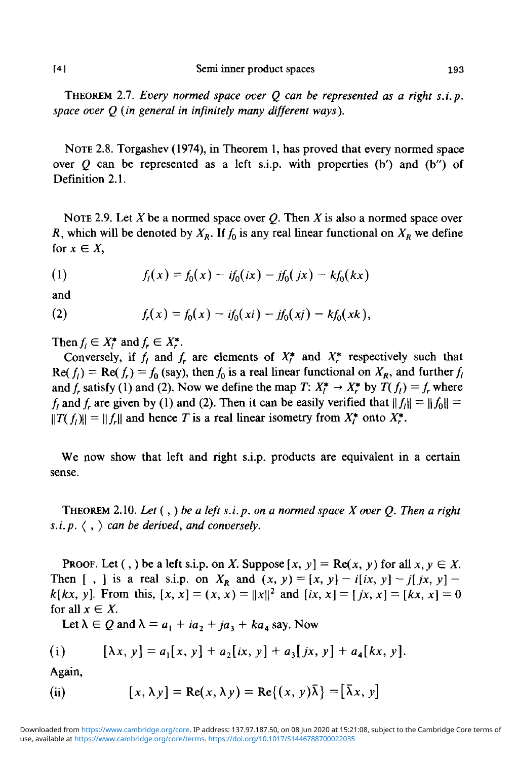**THEOREM 2.7.** *Every normed space over $Q$ can be represented as a right s.i.p. space over $Q$ (in general in infinitely many different ways).*

**NOTE 2.8.** Torgashev (1974), in Theorem 1, has proved that every normed space over $Q$ can be represented as a left s.i.p. with properties (b′) and (b″) of Definition 2.1.

**NOTE 2.9.** Let $X$ be a normed space over $Q$. Then $X$ is also a normed space over $R$, which will be denoted by $X_R$. If $f_0$ is any real linear functional on $X_R$ we define for $x \in X$,

$$f_l(x) = f_0(x) - if_0(ix) - jf_0(jx) - kf_0(kx) \tag{1}$$

and

$$f_r(x) = f_0(x) - if_0(xi) - jf_0(xj) - kf_0(xk), \tag{2}$$

Then $f_l \in X_l^*$ and $f_r \in X_r^*$.

Conversely, if $f_l$ and $f_r$ are elements of $X_l^*$ and $X_r^*$ respectively such that $\mathrm{Re}(f_l) = \mathrm{Re}(f_r) = f_0$ (say), then $f_0$ is a real linear functional on $X_R$, and further $f_l$ and $f_r$ satisfy (1) and (2). Now we define the map $T\colon X_l^* \to X_r^*$ by $T(f_l) = f_r$ where $f_l$ and $f_r$ are given by (1) and (2). Then it can be easily verified that $\|f_l\| = \|f_0\| = \|T(f_l)\| = \|f_r\|$ and hence $T$ is a real linear isometry from $X_l^*$ onto $X_r^*$.

We now show that left and right s.i.p. products are equivalent in a certain sense.

**THEOREM 2.10.** *Let $(\ ,\ )$ be a left s.i.p. on a normed space $X$ over $Q$. Then a right s.i.p. $\langle\ ,\ \rangle$ can be derived, and conversely.*

**PROOF.** Let $(\ ,\ )$ be a left s.i.p. on $X$. Suppose $[x, y] = \mathrm{Re}(x, y)$ for all $x, y \in X$. Then $[\ ,\ ]$ is a real s.i.p. on $X_R$ and $(x, y) = [x, y] - i[ix, y] - j[jx, y] - k[kx, y]$. From this, $[x, x] = (x, x) = \|x\|^2$ and $[ix, x] = [jx, x] = [kx, x] = 0$ for all $x \in X$.

Let $\lambda \in Q$ and $\lambda = a_1 + ia_2 + ja_3 + ka_4$ say. Now

$$[\lambda x, y] = a_1[x, y] + a_2[ix, y] + a_3[jx, y] + a_4[kx, y]. \tag{i}$$

Again,

$$[x, \lambda y] = \mathrm{Re}(x, \lambda y) = \mathrm{Re}\{(x, y)\bar{\lambda}\} = [\bar{\lambda}x, y] \tag{ii}$$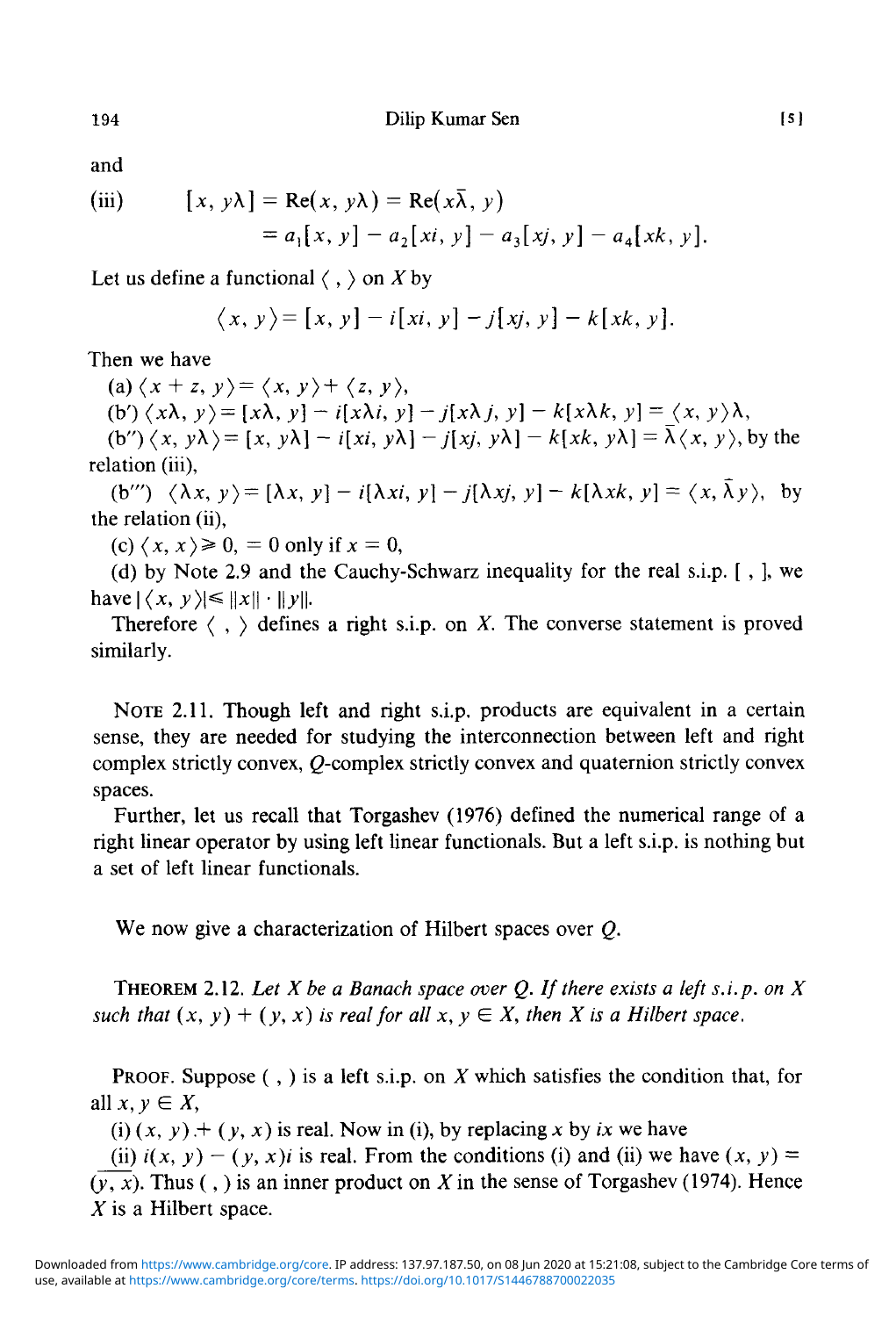and

(iii)
$$[x, y\lambda] = \mathrm{Re}(x, y\lambda) = \mathrm{Re}(x\bar{\lambda}, y) = a_1[x, y] - a_2[xi, y] - a_3[xj, y] - a_4[xk, y].$$

Let us define a functional $\langle\ ,\ \rangle$ on $X$ by

$$\langle x, y\rangle = [x, y] - i[xi, y] - j[xj, y] - k[xk, y].$$

Then we have

(a) $\langle x + z, y\rangle = \langle x, y\rangle + \langle z, y\rangle$,

(b′) $\langle x\lambda, y\rangle = [x\lambda, y] - i[x\lambda i, y] - j[x\lambda j, y] - k[x\lambda k, y] = \langle x, y\rangle\lambda$,

(b″) $\langle x, y\lambda\rangle = [x, y\lambda] - i[xi, y\lambda] - j[xj, y\lambda] - k[xk, y\lambda] = \bar{\lambda}\langle x, y\rangle$, by the relation (iii),

(b‴) $\langle \lambda x, y\rangle = [\lambda x, y] - i[\lambda xi, y] - j[\lambda xj, y] - k[\lambda xk, y] = \langle x, \bar{\lambda} y\rangle$, by the relation (ii),

(c) $\langle x, x\rangle \geqslant 0$, $= 0$ only if $x = 0$,

(d) by Note 2.9 and the Cauchy-Schwarz inequality for the real s.i.p. $[\ ,\ ]$, we have $|\langle x, y\rangle| \leqslant \|x\| \cdot \|y\|$.

Therefore $\langle\ ,\ \rangle$ defines a right s.i.p. on $X$. The converse statement is proved similarly.

Note 2.11. Though left and right s.i.p. products are equivalent in a certain sense, they are needed for studying the interconnection between left and right complex strictly convex, $Q$-complex strictly convex and quaternion strictly convex spaces.

Further, let us recall that Torgashev (1976) defined the numerical range of a right linear operator by using left linear functionals. But a left s.i.p. is nothing but a set of left linear functionals.

We now give a characterization of Hilbert spaces over $Q$.

Theorem 2.12. *Let $X$ be a Banach space over $Q$. If there exists a left s.i.p. on $X$ such that $(x, y) + (y, x)$ is real for all $x, y \in X$, then $X$ is a Hilbert space.*

Proof. Suppose $(\ ,\ )$ is a left s.i.p. on $X$ which satisfies the condition that, for all $x, y \in X$,

(i) $(x, y) + (y, x)$ is real. Now in (i), by replacing $x$ by $ix$ we have

(ii) $i(x, y) - (y, x)i$ is real. From the conditions (i) and (ii) we have $(x, y) = \overline{(y, x)}$. Thus $(\ ,\ )$ is an inner product on $X$ in the sense of Torgashev (1974). Hence $X$ is a Hilbert space.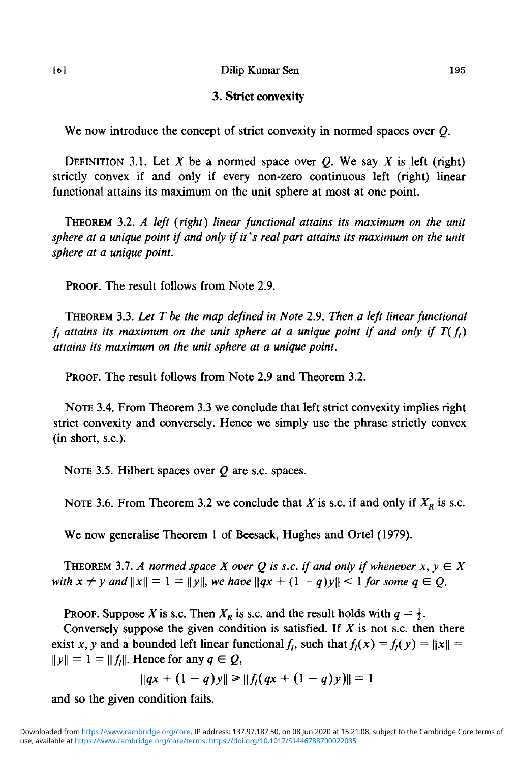## 3. Strict convexity

We now introduce the concept of strict convexity in normed spaces over $Q$.

DEFINITION 3.1. Let $X$ be a normed space over $Q$. We say $X$ is left (right) strictly convex if and only if every non-zero continuous left (right) linear functional attains its maximum on the unit sphere at most at one point.

THEOREM 3.2. *A left (right) linear functional attains its maximum on the unit sphere at a unique point if and only if it's real part attains its maximum on the unit sphere at a unique point.*

PROOF. The result follows from Note 2.9.

THEOREM 3.3. *Let $T$ be the map defined in Note 2.9. Then a left linear functional $f_l$ attains its maximum on the unit sphere at a unique point if and only if $T(f_l)$ attains its maximum on the unit sphere at a unique point.*

PROOF. The result follows from Note 2.9 and Theorem 3.2.

NOTE 3.4. From Theorem 3.3 we conclude that left strict convexity implies right strict convexity and conversely. Hence we simply use the phrase strictly convex (in short, s.c.).

NOTE 3.5. Hilbert spaces over $Q$ are s.c. spaces.

NOTE 3.6. From Theorem 3.2 we conclude that $X$ is s.c. if and only if $X_R$ is s.c.

We now generalise Theorem 1 of Beesack, Hughes and Ortel (1979).

THEOREM 3.7. *A normed space $X$ over $Q$ is s.c. if and only if whenever $x, y \in X$ with $x \neq y$ and $\|x\| = 1 = \|y\|$, we have $\|qx + (1-q)y\| < 1$ for some $q \in Q$.*

PROOF. Suppose $X$ is s.c. Then $X_R$ is s.c. and the result holds with $q = \frac{1}{2}$.

Conversely suppose the given condition is satisfied. If $X$ is not s.c. then there exist $x$, $y$ and a bounded left linear functional $f_l$, such that $f_l(x) = f_l(y) = \|x\| = \|y\| = 1 = \|f_l\|$. Hence for any $q \in Q$,

$$\|qx + (1-q)y\| \geqslant \|f_l(qx + (1-q)y)\| = 1$$

and so the given condition fails.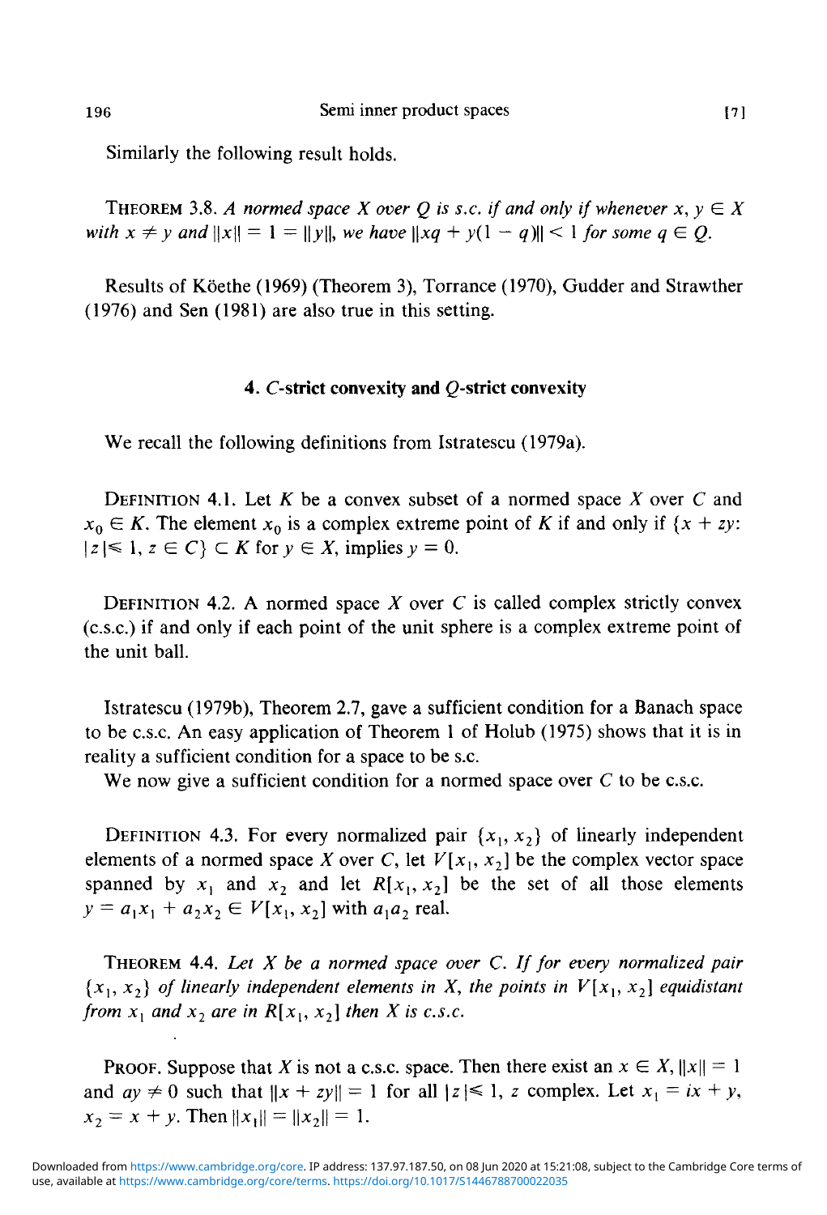Similarly the following result holds.

THEOREM 3.8. *A normed space $X$ over $Q$ is s.c. if and only if whenever $x, y \in X$ with $x \neq y$ and $\|x\| = 1 = \|y\|$, we have $\|xq + y(1-q)\| < 1$ for some $q \in Q$.*

Results of Köethe (1969) (Theorem 3), Torrance (1970), Gudder and Strawther (1976) and Sen (1981) are also true in this setting.

## 4. $C$-strict convexity and $Q$-strict convexity

We recall the following definitions from Istratescu (1979a).

DEFINITION 4.1. Let $K$ be a convex subset of a normed space $X$ over $C$ and $x_0 \in K$. The element $x_0$ is a complex extreme point of $K$ if and only if $\{x + zy: |z| \leq 1, z \in C\} \subset K$ for $y \in X$, implies $y = 0$.

DEFINITION 4.2. A normed space $X$ over $C$ is called complex strictly convex (c.s.c.) if and only if each point of the unit sphere is a complex extreme point of the unit ball.

Istratescu (1979b), Theorem 2.7, gave a sufficient condition for a Banach space to be c.s.c. An easy application of Theorem 1 of Holub (1975) shows that it is in reality a sufficient condition for a space to be s.c.

We now give a sufficient condition for a normed space over $C$ to be c.s.c.

DEFINITION 4.3. For every normalized pair $\{x_1, x_2\}$ of linearly independent elements of a normed space $X$ over $C$, let $V[x_1, x_2]$ be the complex vector space spanned by $x_1$ and $x_2$ and let $R[x_1, x_2]$ be the set of all those elements $y = a_1x_1 + a_2x_2 \in V[x_1, x_2]$ with $a_1a_2$ real.

THEOREM 4.4. *Let $X$ be a normed space over $C$. If for every normalized pair $\{x_1, x_2\}$ of linearly independent elements in $X$, the points in $V[x_1, x_2]$ equidistant from $x_1$ and $x_2$ are in $R[x_1, x_2]$ then $X$ is c.s.c.*

PROOF. Suppose that $X$ is not a c.s.c. space. Then there exist an $x \in X, \|x\| = 1$ and $ay \neq 0$ such that $\|x + zy\| = 1$ for all $|z| \leq 1$, $z$ complex. Let $x_1 = ix + y$, $x_2 = x + y$. Then $\|x_1\| = \|x_2\| = 1$.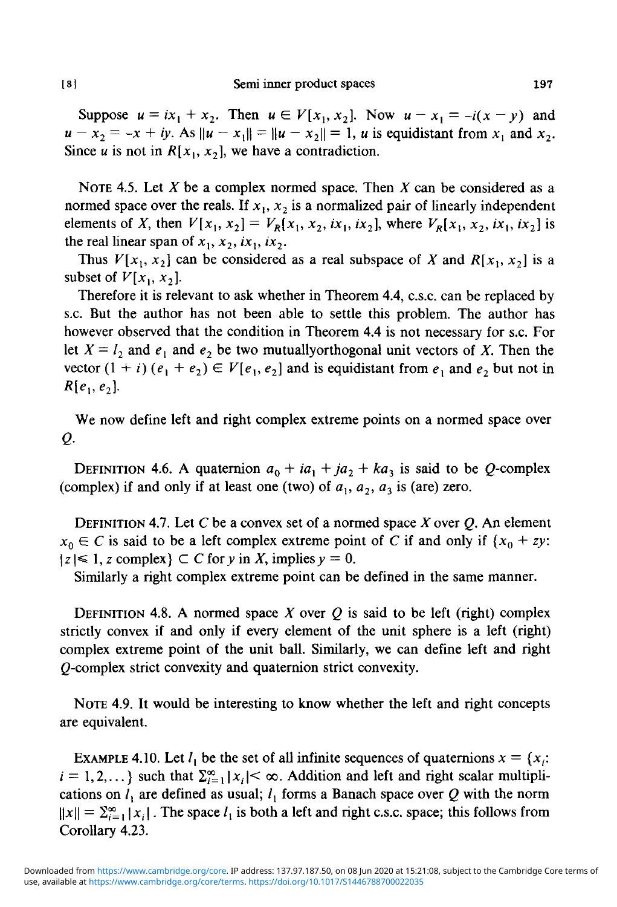Suppose $u = ix_1 + x_2$. Then $u \in V[x_1, x_2]$. Now $u - x_1 = -i(x - y)$ and $u - x_2 = -x + iy$. As $\|u - x_1\| = \|u - x_2\| = 1$, $u$ is equidistant from $x_1$ and $x_2$. Since $u$ is not in $R[x_1, x_2]$, we have a contradiction.

NOTE 4.5. Let $X$ be a complex normed space. Then $X$ can be considered as a normed space over the reals. If $x_1$, $x_2$ is a normalized pair of linearly independent elements of $X$, then $V[x_1, x_2] = V_R\{x_1, x_2, ix_1, ix_2\}$, where $V_R\{x_1, x_2, ix_1, ix_2\}$ is the real linear span of $x_1, x_2, ix_1, ix_2$.

Thus $V[x_1, x_2]$ can be considered as a real subspace of $X$ and $R[x_1, x_2]$ is a subset of $V[x_1, x_2]$.

Therefore it is relevant to ask whether in Theorem 4.4, c.s.c. can be replaced by s.c. But the author has not been able to settle this problem. The author has however observed that the condition in Theorem 4.4 is not necessary for s.c. For let $X = l_2$ and $e_1$ and $e_2$ be two mutuallyorthogonal unit vectors of $X$. Then the vector $(1 + i)(e_1 + e_2) \in V[e_1, e_2]$ and is equidistant from $e_1$ and $e_2$ but not in $R[e_1, e_2]$.

We now define left and right complex extreme points on a normed space over $Q$.

DEFINITION 4.6. A quaternion $a_0 + ia_1 + ja_2 + ka_3$ is said to be $Q$-complex (complex) if and only if at least one (two) of $a_1$, $a_2$, $a_3$ is (are) zero.

DEFINITION 4.7. Let $C$ be a convex set of a normed space $X$ over $Q$. An element $x_0 \in C$ is said to be a left complex extreme point of $C$ if and only if $\{x_0 + zy: |z| \leq 1, z \text{ complex}\} \subset C$ for $y$ in $X$, implies $y = 0$.

Similarly a right complex extreme point can be defined in the same manner.

DEFINITION 4.8. A normed space $X$ over $Q$ is said to be left (right) complex strictly convex if and only if every element of the unit sphere is a left (right) complex extreme point of the unit ball. Similarly, we can define left and right $Q$-complex strict convexity and quaternion strict convexity.

NOTE 4.9. It would be interesting to know whether the left and right concepts are equivalent.

EXAMPLE 4.10. Let $l_1$ be the set of all infinite sequences of quaternions $x = \{x_i: i = 1, 2, \dots\}$ such that $\sum_{i=1}^{\infty} |x_i| < \infty$. Addition and left and right scalar multiplications on $l_1$ are defined as usual; $l_1$ forms a Banach space over $Q$ with the norm $\|x\| = \sum_{i=1}^{\infty} |x_i|$. The space $l_1$ is both a left and right c.s.c. space; this follows from Corollary 4.23.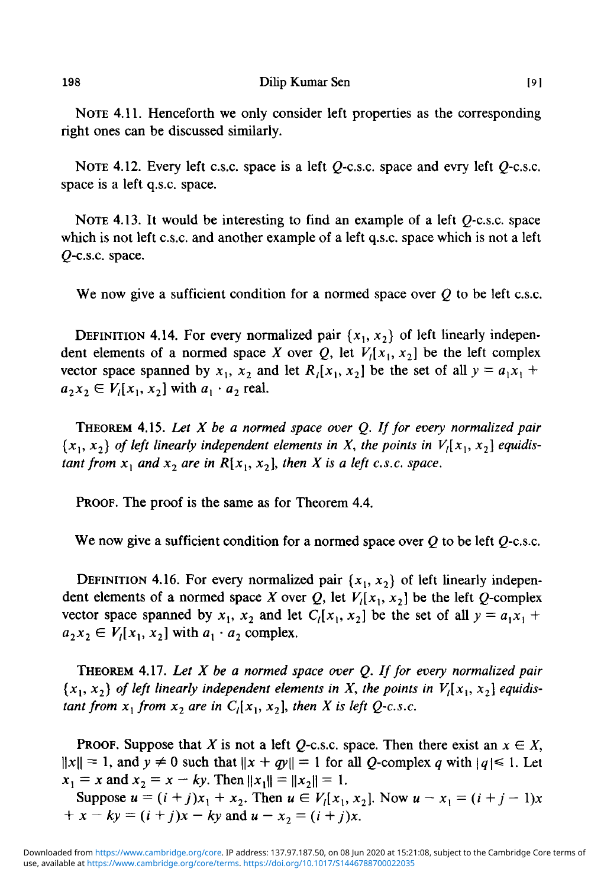NOTE 4.11. Henceforth we only consider left properties as the corresponding right ones can be discussed similarly.

NOTE 4.12. Every left c.s.c. space is a left $Q$-c.s.c. space and evry left $Q$-c.s.c. space is a left q.s.c. space.

NOTE 4.13. It would be interesting to find an example of a left $Q$-c.s.c. space which is not left c.s.c. and another example of a left q.s.c. space which is not a left $Q$-c.s.c. space.

We now give a sufficient condition for a normed space over $Q$ to be left c.s.c.

DEFINITION 4.14. For every normalized pair $\{x_1, x_2\}$ of left linearly independent elements of a normed space $X$ over $Q$, let $V_l[x_1, x_2]$ be the left complex vector space spanned by $x_1$, $x_2$ and let $R_l[x_1, x_2]$ be the set of all $y = a_1x_1 + a_2x_2 \in V_l[x_1, x_2]$ with $a_1 \cdot a_2$ real.

THEOREM 4.15. *Let $X$ be a normed space over $Q$. If for every normalized pair $\{x_1, x_2\}$ of left linearly independent elements in $X$, the points in $V_l[x_1, x_2]$ equidistant from $x_1$ and $x_2$ are in $R[x_1, x_2]$, then $X$ is a left c.s.c. space.*

PROOF. The proof is the same as for Theorem 4.4.

We now give a sufficient condition for a normed space over $Q$ to be left $Q$-c.s.c.

DEFINITION 4.16. For every normalized pair $\{x_1, x_2\}$ of left linearly independent elements of a normed space $X$ over $Q$, let $V_l[x_1, x_2]$ be the left $Q$-complex vector space spanned by $x_1$, $x_2$ and let $C_l[x_1, x_2]$ be the set of all $y = a_1x_1 + a_2x_2 \in V_l[x_1, x_2]$ with $a_1 \cdot a_2$ complex.

THEOREM 4.17. *Let $X$ be a normed space over $Q$. If for every normalized pair $\{x_1, x_2\}$ of left linearly independent elements in $X$, the points in $V_l[x_1, x_2]$ equidistant from $x_1$ from $x_2$ are in $C_l[x_1, x_2]$, then $X$ is left $Q$-c.s.c.*

PROOF. Suppose that $X$ is not a left $Q$-c.s.c. space. Then there exist an $x \in X$, $\|x\| = 1$, and $y \neq 0$ such that $\|x + qy\| = 1$ for all $Q$-complex $q$ with $|q| \leq 1$. Let $x_1 = x$ and $x_2 = x - ky$. Then $\|x_1\| = \|x_2\| = 1$.

Suppose $u = (i + j)x_1 + x_2$. Then $u \in V_l[x_1, x_2]$. Now $u - x_1 = (i + j - 1)x + x - ky = (i + j)x - ky$ and $u - x_2 = (i + j)x$.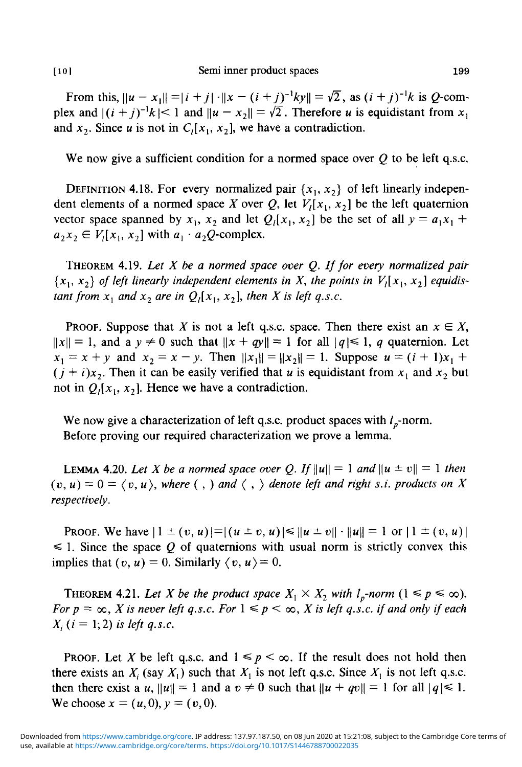From this, $\|u - x_1\| = |i + j| \cdot \|x - (i + j)^{-1}ky\| = \sqrt{2}$, as $(i + j)^{-1}k$ is $Q$-complex and $|(i + j)^{-1}k| < 1$ and $\|u - x_2\| = \sqrt{2}$. Therefore $u$ is equidistant from $x_1$ and $x_2$. Since $u$ is not in $C_l[x_1, x_2]$, we have a contradiction.

We now give a sufficient condition for a normed space over $Q$ to be left q.s.c.

DEFINITION 4.18. For every normalized pair $\{x_1, x_2\}$ of left linearly independent elements of a normed space $X$ over $Q$, let $V_l[x_1, x_2]$ be the left quaternion vector space spanned by $x_1$, $x_2$ and let $Q_l[x_1, x_2]$ be the set of all $y = a_1 x_1 + a_2 x_2 \in V_l[x_1, x_2]$ with $a_1 \cdot a_2 Q$-complex.

THEOREM 4.19. *Let $X$ be a normed space over $Q$. If for every normalized pair $\{x_1, x_2\}$ of left linearly independent elements in $X$, the points in $V_l[x_1, x_2]$ equidistant from $x_1$ and $x_2$ are in $Q_l[x_1, x_2]$, then $X$ is left q.s.c.*

PROOF. Suppose that $X$ is not a left q.s.c. space. Then there exist an $x \in X$, $\|x\| = 1$, and a $y \neq 0$ such that $\|x + qy\| = 1$ for all $|q| \leqslant 1$, $q$ quaternion. Let $x_1 = x + y$ and $x_2 = x - y$. Then $\|x_1\| = \|x_2\| = 1$. Suppose $u = (i + 1)x_1 + (j + i)x_2$. Then it can be easily verified that $u$ is equidistant from $x_1$ and $x_2$ but not in $Q_l[x_1, x_2]$. Hence we have a contradiction.

We now give a characterization of left q.s.c. product spaces with $l_p$-norm.
Before proving our required characterization we prove a lemma.

LEMMA 4.20. *Let $X$ be a normed space over $Q$. If $\|u\| = 1$ and $\|u \pm v\| = 1$ then $(v, u) = 0 = \langle v, u \rangle$, where $(\ ,\ )$ and $\langle\ ,\ \rangle$ denote left and right s.i. products on $X$ respectively.*

PROOF. We have $|1 \pm (v, u)| = |(u \pm v, u)| \leqslant \|u \pm v\| \cdot \|u\| = 1$ or $|1 \pm (v, u)| \leqslant 1$. Since the space $Q$ of quaternions with usual norm is strictly convex this implies that $(v, u) = 0$. Similarly $\langle v, u \rangle = 0$.

THEOREM 4.21. *Let $X$ be the product space $X_1 \times X_2$ with $l_p$-norm $(1 \leqslant p \leqslant \infty)$. For $p = \infty$, $X$ is never left q.s.c. For $1 \leqslant p < \infty$, $X$ is left q.s.c. if and only if each $X_i$ $(i = 1; 2)$ is left q.s.c.*

PROOF. Let $X$ be left q.s.c. and $1 \leqslant p < \infty$. If the result does not hold then there exists an $X_i$ (say $X_1$) such that $X_1$ is not left q.s.c. Since $X_1$ is not left q.s.c. then there exist a $u$, $\|u\| = 1$ and a $v \neq 0$ such that $\|u + qv\| = 1$ for all $|q| \leqslant 1$. We choose $x = (u, 0)$, $y = (v, 0)$.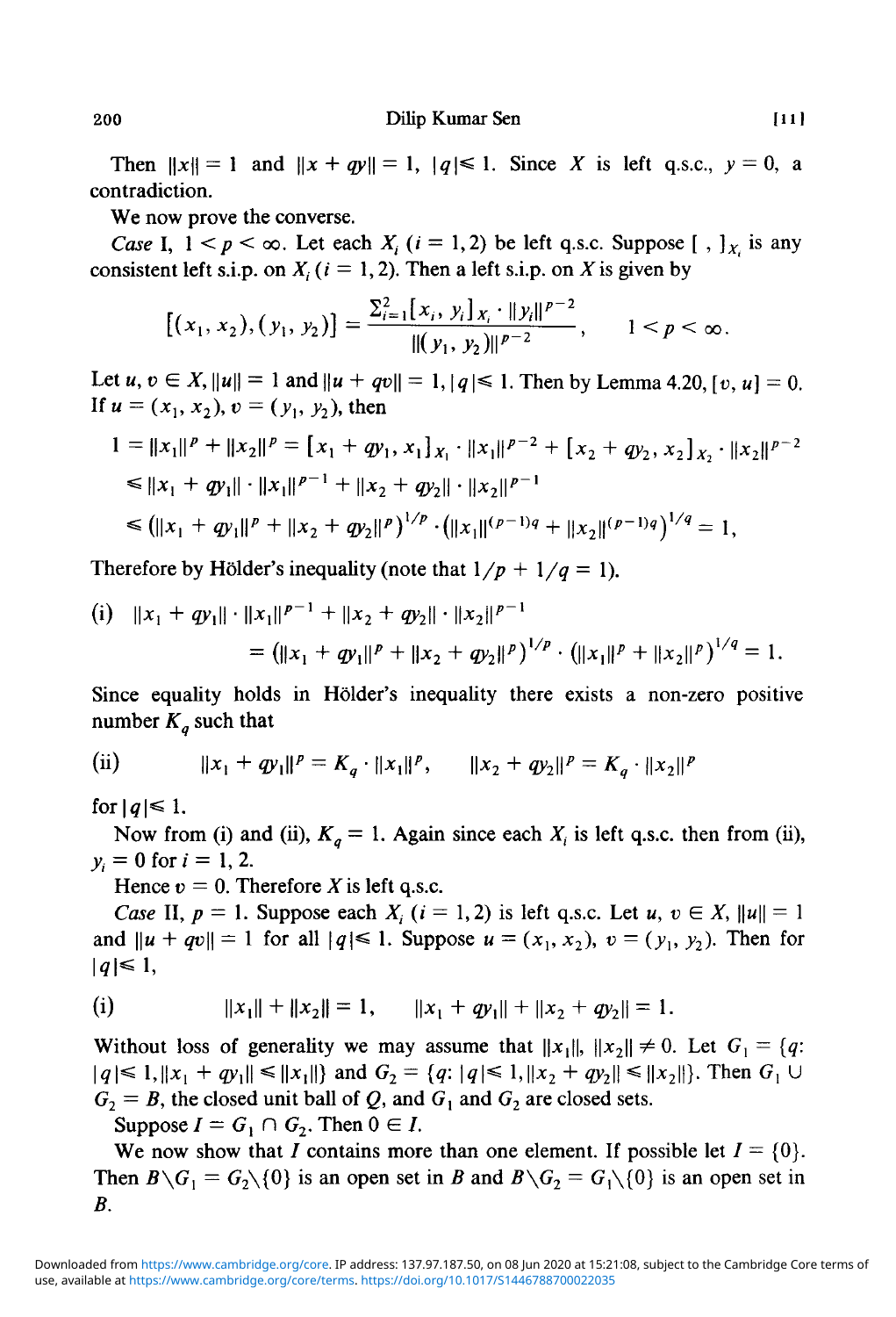Then $\|x\| = 1$ and $\|x + qy\| = 1$, $|q| \leqslant 1$. Since $X$ is left q.s.c., $y = 0$, a contradiction.

We now prove the converse.

*Case* I, $1 < p < \infty$. Let each $X_i$ $(i = 1, 2)$ be left q.s.c. Suppose $[\ ,\ ]_{X_i}$ is any consistent left s.i.p. on $X_i$ $(i = 1, 2)$. Then a left s.i.p. on $X$ is given by

$$[(x_1, x_2), (y_1, y_2)] = \frac{\sum_{i=1}^{2} [x_i, y_i]_{X_i} \cdot \|y_i\|^{p-2}}{\|(y_1, y_2)\|^{p-2}}, \qquad 1 < p < \infty.$$

Let $u, v \in X$, $\|u\| = 1$ and $\|u + qv\| = 1$, $|q| \leqslant 1$. Then by Lemma 4.20, $[v, u] = 0$. If $u = (x_1, x_2)$, $v = (y_1, y_2)$, then

$$\begin{aligned}
1 = \|x_1\|^p + \|x_2\|^p &= [x_1 + qy_1, x_1]_{X_1} \cdot \|x_1\|^{p-2} + [x_2 + qy_2, x_2]_{X_2} \cdot \|x_2\|^{p-2} \\
&\leqslant \|x_1 + qy_1\| \cdot \|x_1\|^{p-1} + \|x_2 + qy_2\| \cdot \|x_2\|^{p-1} \\
&\leqslant \left(\|x_1 + qy_1\|^p + \|x_2 + qy_2\|^p\right)^{1/p} \cdot \left(\|x_1\|^{(p-1)q} + \|x_2\|^{(p-1)q}\right)^{1/q} = 1,
\end{aligned}$$

Therefore by Hölder's inequality (note that $1/p + 1/q = 1$).

$$\text{(i)} \quad \|x_1 + qy_1\| \cdot \|x_1\|^{p-1} + \|x_2 + qy_2\| \cdot \|x_2\|^{p-1} = \left(\|x_1 + qy_1\|^p + \|x_2 + qy_2\|^p\right)^{1/p} \cdot \left(\|x_1\|^p + \|x_2\|^p\right)^{1/q} = 1.$$

Since equality holds in Hölder's inequality there exists a non-zero positive number $K_q$ such that

$$\text{(ii)} \qquad \|x_1 + qy_1\|^p = K_q \cdot \|x_1\|^p, \qquad \|x_2 + qy_2\|^p = K_q \cdot \|x_2\|^p$$

for $|q| \leqslant 1$.

Now from (i) and (ii), $K_q = 1$. Again since each $X_i$ is left q.s.c. then from (ii), $y_i = 0$ for $i = 1, 2$.

Hence $v = 0$. Therefore $X$ is left q.s.c.

*Case* II, $p = 1$. Suppose each $X_i$ $(i = 1, 2)$ is left q.s.c. Let $u, v \in X$, $\|u\| = 1$ and $\|u + qv\| = 1$ for all $|q| \leqslant 1$. Suppose $u = (x_1, x_2)$, $v = (y_1, y_2)$. Then for $|q| \leqslant 1$,

$$\text{(i)} \qquad \|x_1\| + \|x_2\| = 1, \qquad \|x_1 + qy_1\| + \|x_2 + qy_2\| = 1.$$

Without loss of generality we may assume that $\|x_1\|, \|x_2\| \neq 0$. Let $G_1 = \{q: |q| \leqslant 1, \|x_1 + qy_1\| \leqslant \|x_1\|\}$ and $G_2 = \{q: |q| \leqslant 1, \|x_2 + qy_2\| \leqslant \|x_2\|\}$. Then $G_1 \cup G_2 = B$, the closed unit ball of $Q$, and $G_1$ and $G_2$ are closed sets.

Suppose $I = G_1 \cap G_2$. Then $0 \in I$.

We now show that $I$ contains more than one element. If possible let $I = \{0\}$. Then $B \backslash G_1 = G_2 \backslash \{0\}$ is an open set in $B$ and $B \backslash G_2 = G_1 \backslash \{0\}$ is an open set in $B$.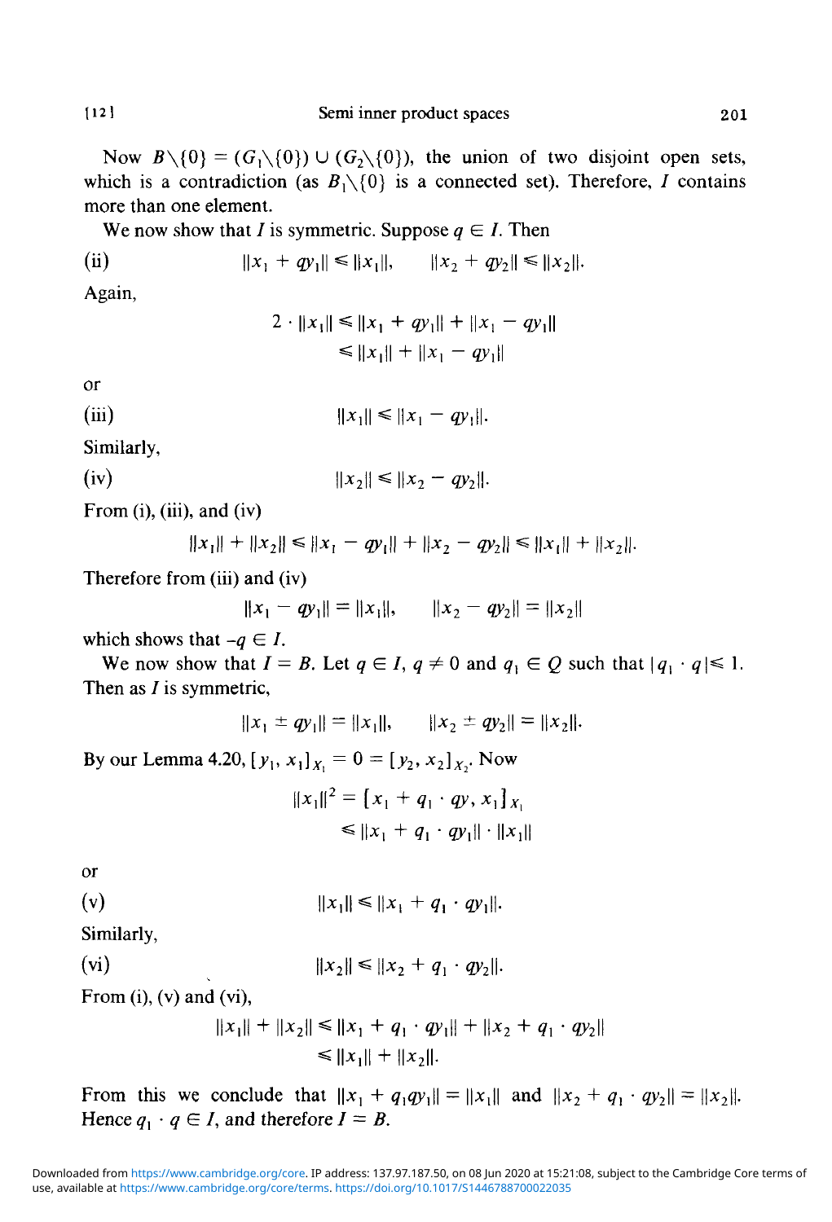Now $B\backslash\{0\} = (G_1\backslash\{0\}) \cup (G_2\backslash\{0\})$, the union of two disjoint open sets, which is a contradiction (as $B_1\backslash\{0\}$ is a connected set). Therefore, $I$ contains more than one element.

We now show that $I$ is symmetric. Suppose $q \in I$. Then

(ii) $$\|x_1 + qy_1\| \leq \|x_1\|, \qquad \|x_2 + qy_2\| \leq \|x_2\|.$$

Again,

$$2 \cdot \|x_1\| \leq \|x_1 + qy_1\| + \|x_1 - qy_1\|$$
$$\leq \|x_1\| + \|x_1 - qy_1\|$$

or

(iii) $$\|x_1\| \leq \|x_1 - qy_1\|.$$

Similarly,

(iv) $$\|x_2\| \leq \|x_2 - qy_2\|.$$

From (i), (iii), and (iv)

$$\|x_1\| + \|x_2\| \leq \|x_1 - qy_1\| + \|x_2 - qy_2\| \leq \|x_1\| + \|x_2\|.$$

Therefore from (iii) and (iv)

$$\|x_1 - qy_1\| = \|x_1\|, \qquad \|x_2 - qy_2\| = \|x_2\|$$

which shows that $-q \in I$.

We now show that $I = B$. Let $q \in I$, $q \neq 0$ and $q_1 \in Q$ such that $|q_1 \cdot q| \leq 1$. Then as $I$ is symmetric,

$$\|x_1 \pm qy_1\| = \|x_1\|, \qquad \|x_2 \pm qy_2\| = \|x_2\|.$$

By our Lemma 4.20, $[y_1, x_1]_{X_1} = 0 = [y_2, x_2]_{X_2}$. Now

$$\|x_1\|^2 = [x_1 + q_1 \cdot qy, x_1]_{X_1}$$
$$\leq \|x_1 + q_1 \cdot qy_1\| \cdot \|x_1\|$$

or

(v) $$\|x_1\| \leq \|x_1 + q_1 \cdot qy_1\|.$$

Similarly,

(vi) $$\|x_2\| \leq \|x_2 + q_1 \cdot qy_2\|.$$

From (i), (v) and (vi),

$$\|x_1\| + \|x_2\| \leq \|x_1 + q_1 \cdot qy_1\| + \|x_2 + q_1 \cdot qy_2\|$$
$$\leq \|x_1\| + \|x_2\|.$$

From this we conclude that $\|x_1 + q_1 qy_1\| = \|x_1\|$ and $\|x_2 + q_1 \cdot qy_2\| = \|x_2\|$. Hence $q_1 \cdot q \in I$, and therefore $I = B$.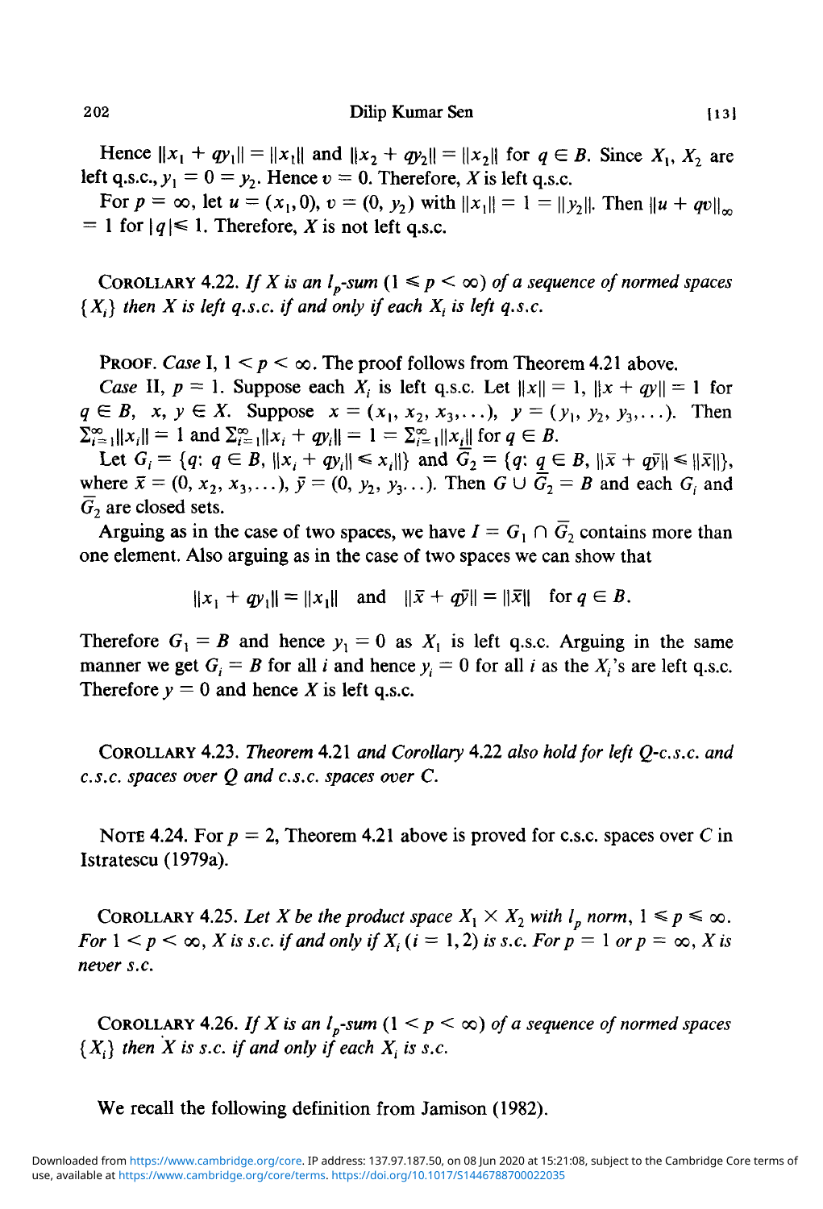Hence $\|x_1 + qy_1\| = \|x_1\|$ and $\|x_2 + qy_2\| = \|x_2\|$ for $q \in B$. Since $X_1$, $X_2$ are left q.s.c., $y_1 = 0 = y_2$. Hence $v = 0$. Therefore, $X$ is left q.s.c.

For $p = \infty$, let $u = (x_1, 0)$, $v = (0, y_2)$ with $\|x_1\| = 1 = \|y_2\|$. Then $\|u + qv\|_\infty = 1$ for $|q| \leqslant 1$. Therefore, $X$ is not left q.s.c.

COROLLARY 4.22. *If $X$ is an $l_p$-sum ($1 \leqslant p < \infty$) of a sequence of normed spaces $\{X_i\}$ then $X$ is left q.s.c. if and only if each $X_i$ is left q.s.c.*

PROOF. *Case* I, $1 < p < \infty$. The proof follows from Theorem 4.21 above.

*Case* II, $p = 1$. Suppose each $X_i$ is left q.s.c. Let $\|x\| = 1$, $\|x + qy\| = 1$ for $q \in B$, $x, y \in X$. Suppose $x = (x_1, x_2, x_3, \ldots)$, $y = (y_1, y_2, y_3, \ldots)$. Then $\sum_{i=1}^{\infty}\|x_i\| = 1$ and $\sum_{i=1}^{\infty}\|x_i + qy_i\| = 1 = \sum_{i=1}^{\infty}\|x_i\|$ for $q \in B$.

Let $G_i = \{q\colon q \in B, \|x_i + qy_i\| \leqslant x_i\|\}$ and $\overline{G}_2 = \{q\colon q \in B, \|\bar{x} + q\bar{y}\| \leqslant \|\bar{x}\|\}$, where $\bar{x} = (0, x_2, x_3, \ldots)$, $\bar{y} = (0, y_2, y_3 \ldots)$. Then $G \cup \overline{G}_2 = B$ and each $G_i$ and $\overline{G}_2$ are closed sets.

Arguing as in the case of two spaces, we have $I = G_1 \cap \overline{G}_2$ contains more than one element. Also arguing as in the case of two spaces we can show that

$$\|x_1 + qy_1\| = \|x_1\| \quad \text{and} \quad \|\bar{x} + q\bar{y}\| = \|\bar{x}\| \quad \text{for } q \in B.$$

Therefore $G_1 = B$ and hence $y_1 = 0$ as $X_1$ is left q.s.c. Arguing in the same manner we get $G_i = B$ for all $i$ and hence $y_i = 0$ for all $i$ as the $X_i$'s are left q.s.c. Therefore $y = 0$ and hence $X$ is left q.s.c.

COROLLARY 4.23. *Theorem* 4.21 *and Corollary* 4.22 *also hold for left $Q$-c.s.c. and c.s.c. spaces over $Q$ and c.s.c. spaces over $C$.*

NOTE 4.24. For $p = 2$, Theorem 4.21 above is proved for c.s.c. spaces over $C$ in Istratescu (1979a).

COROLLARY 4.25. *Let $X$ be the product space $X_1 \times X_2$ with $l_p$ norm, $1 \leqslant p \leqslant \infty$. For $1 < p < \infty$, $X$ is s.c. if and only if $X_i$ ($i = 1, 2$) is s.c. For $p = 1$ or $p = \infty$, $X$ is never s.c.*

COROLLARY 4.26. *If $X$ is an $l_p$-sum ($1 < p < \infty$) of a sequence of normed spaces $\{X_i\}$ then $X$ is s.c. if and only if each $X_i$ is s.c.*

We recall the following definition from Jamison (1982).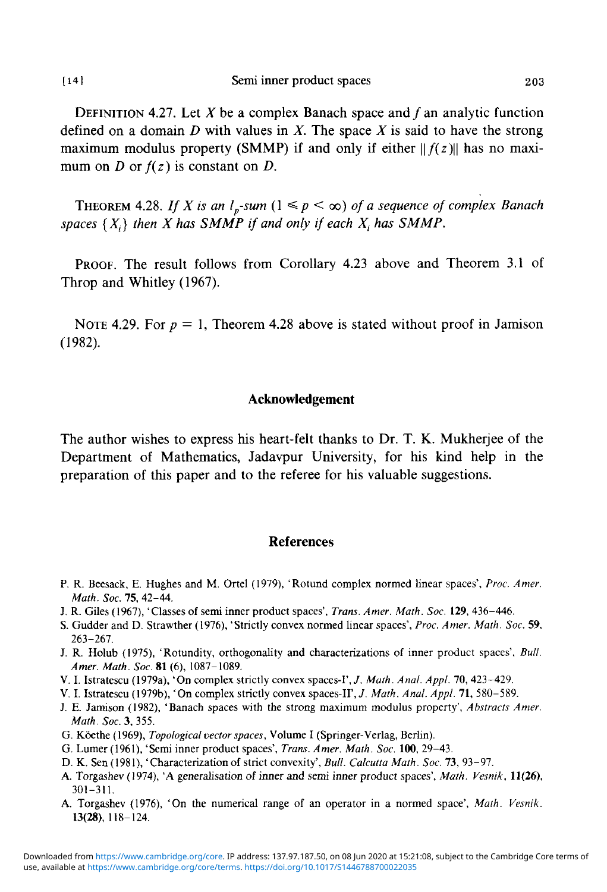DEFINITION 4.27. Let $X$ be a complex Banach space and $f$ an analytic function defined on a domain $D$ with values in $X$. The space $X$ is said to have the strong maximum modulus property (SMMP) if and only if either $\|f(z)\|$ has no maximum on $D$ or $f(z)$ is constant on $D$.

THEOREM 4.28. *If $X$ is an $l_p$-sum ($1 \leqslant p < \infty$) of a sequence of complex Banach spaces $\{X_i\}$ then $X$ has SMMP if and only if each $X_i$ has SMMP.*

PROOF. The result follows from Corollary 4.23 above and Theorem 3.1 of Throp and Whitley (1967).

NOTE 4.29. For $p = 1$, Theorem 4.28 above is stated without proof in Jamison (1982).

## Acknowledgement

The author wishes to express his heart-felt thanks to Dr. T. K. Mukherjee of the Department of Mathematics, Jadavpur University, for his kind help in the preparation of this paper and to the referee for his valuable suggestions.

## References

P. R. Beesack, E. Hughes and M. Ortel (1979), 'Rotund complex normed linear spaces', *Proc. Amer. Math. Soc.* **75**, 42–44.

J. R. Giles (1967), 'Classes of semi inner product spaces', *Trans. Amer. Math. Soc.* **129**, 436–446.

S. Gudder and D. Strawther (1976), 'Strictly convex normed linear spaces', *Proc. Amer. Math. Soc.* **59**, 263–267.

J. R. Holub (1975), 'Rotundity, orthogonality and characterizations of inner product spaces', *Bull. Amer. Math. Soc.* **81** (6), 1087–1089.

V. I. Istratescu (1979a), 'On complex strictly convex spaces-I', *J. Math. Anal. Appl.* **70**, 423–429.

V. I. Istratescu (1979b), 'On complex strictly convex spaces-II', *J. Math. Anal. Appl.* **71**, 580–589.

J. E. Jamison (1982), 'Banach spaces with the strong maximum modulus property', *Abstracts Amer. Math. Soc.* **3**, 355.

G. Köethe (1969), *Topological vector spaces*, Volume I (Springer-Verlag, Berlin).

G. Lumer (1961), 'Semi inner product spaces', *Trans. Amer. Math. Soc.* **100**, 29–43.

D. K. Sen (1981), 'Characterization of strict convexity', *Bull. Calcutta Math. Soc.* **73**, 93–97.

A. Torgashev (1974), 'A generalisation of inner and semi inner product spaces', *Math. Vesnik*, **11(26)**, 301–311.

A. Torgashev (1976), 'On the numerical range of an operator in a normed space', *Math. Vesnik.* **13(28)**, 118–124.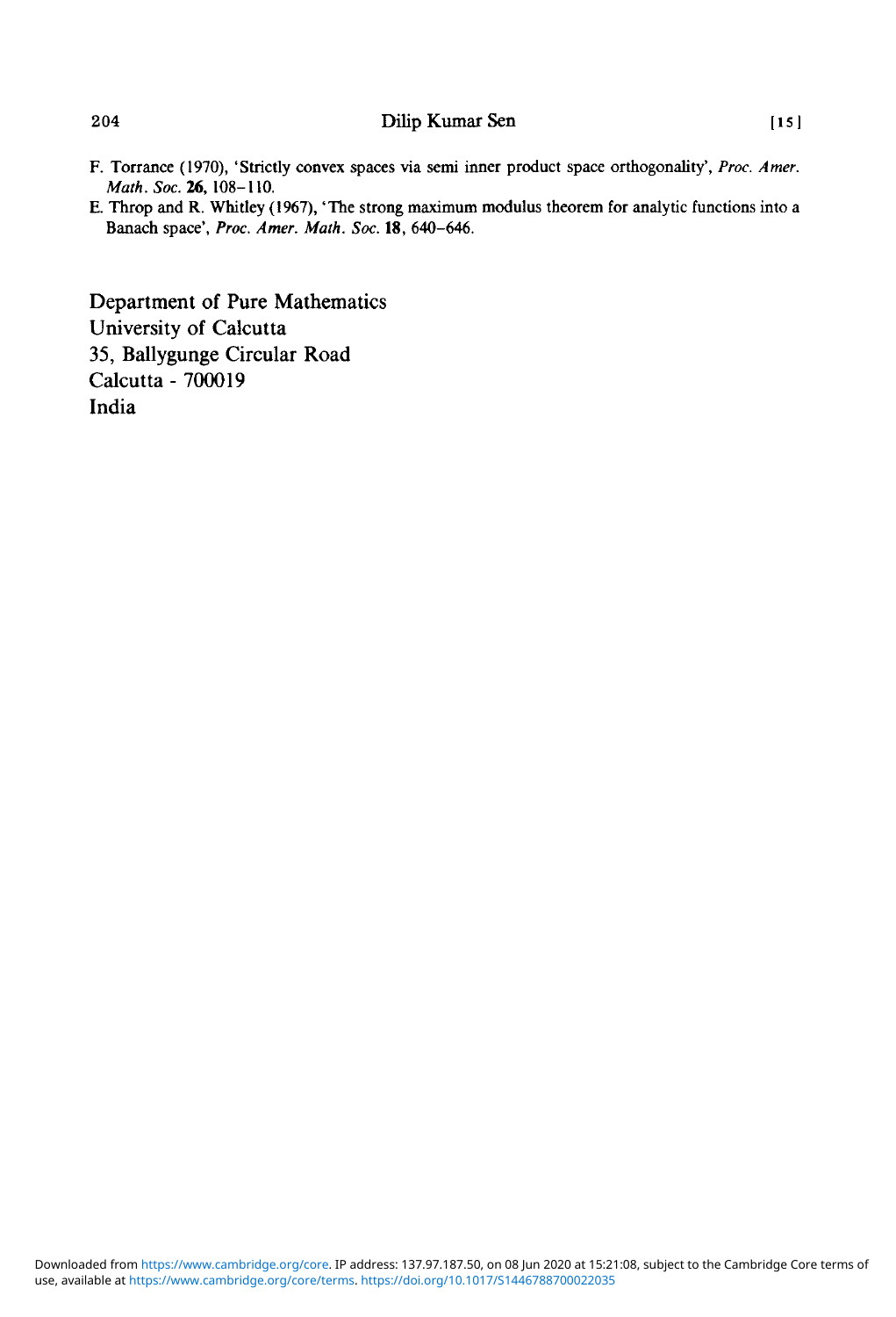F. Torrance (1970), 'Strictly convex spaces via semi inner product space orthogonality', *Proc. Amer. Math. Soc.* **26**, 108–110.

E. Throp and R. Whitley (1967), 'The strong maximum modulus theorem for analytic functions into a Banach space', *Proc. Amer. Math. Soc.* **18**, 640–646.

Department of Pure Mathematics
University of Calcutta
35, Ballygunge Circular Road
Calcutta - 700019
India